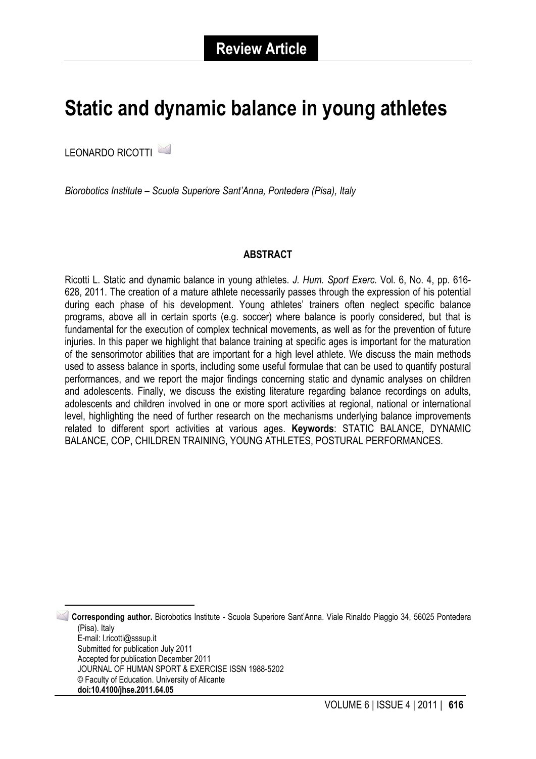**Review Article**

# Static and dynamic balance in young athletes

LEONARDO RICOTTI

*Biorobotics Institute – Scuola Superiore Sant'Anna, Pontedera (Pisa), Italy*

## ABSTRACT

Ricotti L. Static and dynamic balance in young athletes. *J. Hum. Sport Exerc.* Vol. 6, No. 4, pp. 616-628, 2011. The creation of a mature athlete necessarily passes through the expression of his potential during each phase of his development. Young athletes' trainers often neglect specific balance programs, above all in certain sports (e.g. soccer) where balance is poorly considered, but that is fundamental for the execution of complex technical movements, as well as for the prevention of future injuries. In this paper we highlight that balance training at specific ages is important for the maturation of the sensorimotor abilities that are important for a high level athlete. We discuss the main methods used to assess balance in sports, including some useful formulae that can be used to quantify postural performances, and we report the major findings concerning static and dynamic analyses on children and adolescents. Finally, we discuss the existing literature regarding balance recordings on adults, adolescents and children involved in one or more sport activities at regional, national or international level, highlighting the need of further research on the mechanisms underlying balance improvements related to different sport activities at various ages. **Keywords**: STATIC BALANCE, DYNAMIC BALANCE, COP, CHILDREN TRAINING, YOUNG ATHLETES, POSTURAL PERFORMANCES.

---

**Corresponding author.** Biorobotics Institute - Scuola Superiore Sant'Anna. Viale Rinaldo Piaggio 34, 56025 Pontedera (Pisa). Italy
E-mail: l.ricotti@sssup.it
Submitted for publication July 2011
Accepted for publication December 2011
JOURNAL OF HUMAN SPORT & EXERCISE ISSN 1988-5202
© Faculty of Education. University of Alicante
**doi:10.4100/jhse.2011.64.05**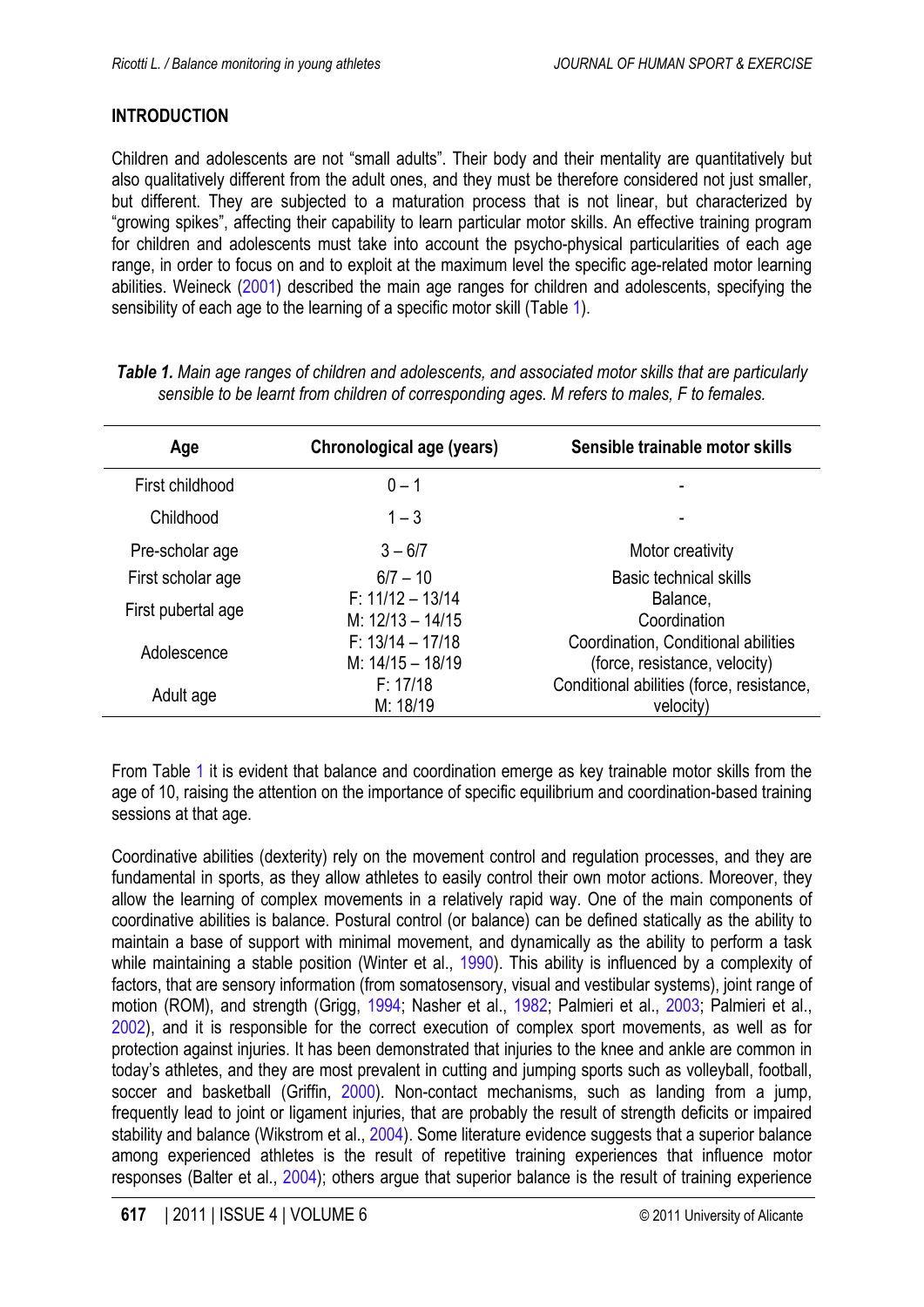## INTRODUCTION

Children and adolescents are not "small adults". Their body and their mentality are quantitatively but also qualitatively different from the adult ones, and they must be therefore considered not just smaller, but different. They are subjected to a maturation process that is not linear, but characterized by "growing spikes", affecting their capability to learn particular motor skills. An effective training program for children and adolescents must take into account the psycho-physical particularities of each age range, in order to focus on and to exploit at the maximum level the specific age-related motor learning abilities. Weineck (2001) described the main age ranges for children and adolescents, specifying the sensibility of each age to the learning of a specific motor skill (Table 1).

***Table 1.*** *Main age ranges of children and adolescents, and associated motor skills that are particularly sensible to be learnt from children of corresponding ages. M refers to males, F to females.*

| Age | Chronological age (years) | Sensible trainable motor skills |
|---|---|---|
| First childhood | 0 – 1 | - |
| Childhood | 1 – 3 | - |
| Pre-scholar age | 3 – 6/7 | Motor creativity |
| First scholar age | 6/7 – 10 | Basic technical skills |
| First pubertal age | F: 11/12 – 13/14<br>M: 12/13 – 14/15 | Balance,<br>Coordination |
| Adolescence | F: 13/14 – 17/18<br>M: 14/15 – 18/19 | Coordination, Conditional abilities (force, resistance, velocity) |
| Adult age | F: 17/18<br>M: 18/19 | Conditional abilities (force, resistance, velocity) |

From Table 1 it is evident that balance and coordination emerge as key trainable motor skills from the age of 10, raising the attention on the importance of specific equilibrium and coordination-based training sessions at that age.

Coordinative abilities (dexterity) rely on the movement control and regulation processes, and they are fundamental in sports, as they allow athletes to easily control their own motor actions. Moreover, they allow the learning of complex movements in a relatively rapid way. One of the main components of coordinative abilities is balance. Postural control (or balance) can be defined statically as the ability to maintain a base of support with minimal movement, and dynamically as the ability to perform a task while maintaining a stable position (Winter et al., 1990). This ability is influenced by a complexity of factors, that are sensory information (from somatosensory, visual and vestibular systems), joint range of motion (ROM), and strength (Grigg, 1994; Nasher et al., 1982; Palmieri et al., 2003; Palmieri et al., 2002), and it is responsible for the correct execution of complex sport movements, as well as for protection against injuries. It has been demonstrated that injuries to the knee and ankle are common in today's athletes, and they are most prevalent in cutting and jumping sports such as volleyball, football, soccer and basketball (Griffin, 2000). Non-contact mechanisms, such as landing from a jump, frequently lead to joint or ligament injuries, that are probably the result of strength deficits or impaired stability and balance (Wikstrom et al., 2004). Some literature evidence suggests that a superior balance among experienced athletes is the result of repetitive training experiences that influence motor responses (Balter et al., 2004); others argue that superior balance is the result of training experience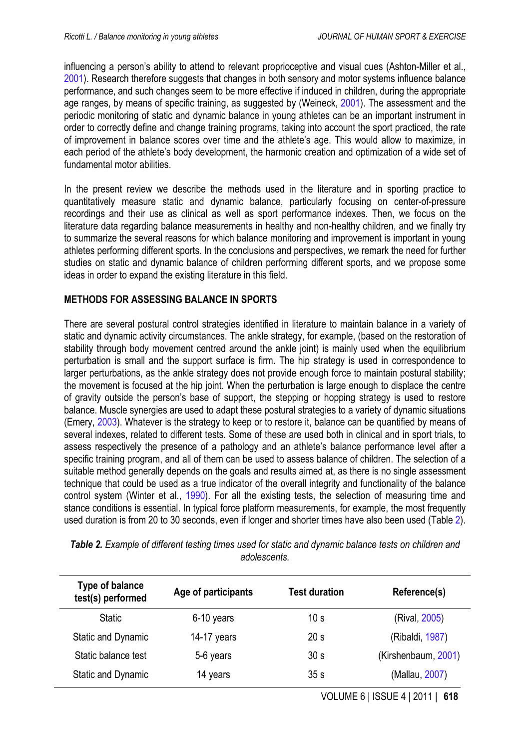influencing a person's ability to attend to relevant proprioceptive and visual cues (Ashton-Miller et al., 2001). Research therefore suggests that changes in both sensory and motor systems influence balance performance, and such changes seem to be more effective if induced in children, during the appropriate age ranges, by means of specific training, as suggested by (Weineck, 2001). The assessment and the periodic monitoring of static and dynamic balance in young athletes can be an important instrument in order to correctly define and change training programs, taking into account the sport practiced, the rate of improvement in balance scores over time and the athlete's age. This would allow to maximize, in each period of the athlete's body development, the harmonic creation and optimization of a wide set of fundamental motor abilities.

In the present review we describe the methods used in the literature and in sporting practice to quantitatively measure static and dynamic balance, particularly focusing on center-of-pressure recordings and their use as clinical as well as sport performance indexes. Then, we focus on the literature data regarding balance measurements in healthy and non-healthy children, and we finally try to summarize the several reasons for which balance monitoring and improvement is important in young athletes performing different sports. In the conclusions and perspectives, we remark the need for further studies on static and dynamic balance of children performing different sports, and we propose some ideas in order to expand the existing literature in this field.

## METHODS FOR ASSESSING BALANCE IN SPORTS

There are several postural control strategies identified in literature to maintain balance in a variety of static and dynamic activity circumstances. The ankle strategy, for example, (based on the restoration of stability through body movement centred around the ankle joint) is mainly used when the equilibrium perturbation is small and the support surface is firm. The hip strategy is used in correspondence to larger perturbations, as the ankle strategy does not provide enough force to maintain postural stability; the movement is focused at the hip joint. When the perturbation is large enough to displace the centre of gravity outside the person's base of support, the stepping or hopping strategy is used to restore balance. Muscle synergies are used to adapt these postural strategies to a variety of dynamic situations (Emery, 2003). Whatever is the strategy to keep or to restore it, balance can be quantified by means of several indexes, related to different tests. Some of these are used both in clinical and in sport trials, to assess respectively the presence of a pathology and an athlete's balance performance level after a specific training program, and all of them can be used to assess balance of children. The selection of a suitable method generally depends on the goals and results aimed at, as there is no single assessment technique that could be used as a true indicator of the overall integrity and functionality of the balance control system (Winter et al., 1990). For all the existing tests, the selection of measuring time and stance conditions is essential. In typical force platform measurements, for example, the most frequently used duration is from 20 to 30 seconds, even if longer and shorter times have also been used (Table 2).

***Table 2.*** *Example of different testing times used for static and dynamic balance tests on children and adolescents.*

| Type of balance test(s) performed | Age of participants | Test duration | Reference(s) |
|---|---|---|---|
| Static | 6-10 years | 10 s | (Rival, 2005) |
| Static and Dynamic | 14-17 years | 20 s | (Ribaldi, 1987) |
| Static balance test | 5-6 years | 30 s | (Kirshenbaum, 2001) |
| Static and Dynamic | 14 years | 35 s | (Mallau, 2007) |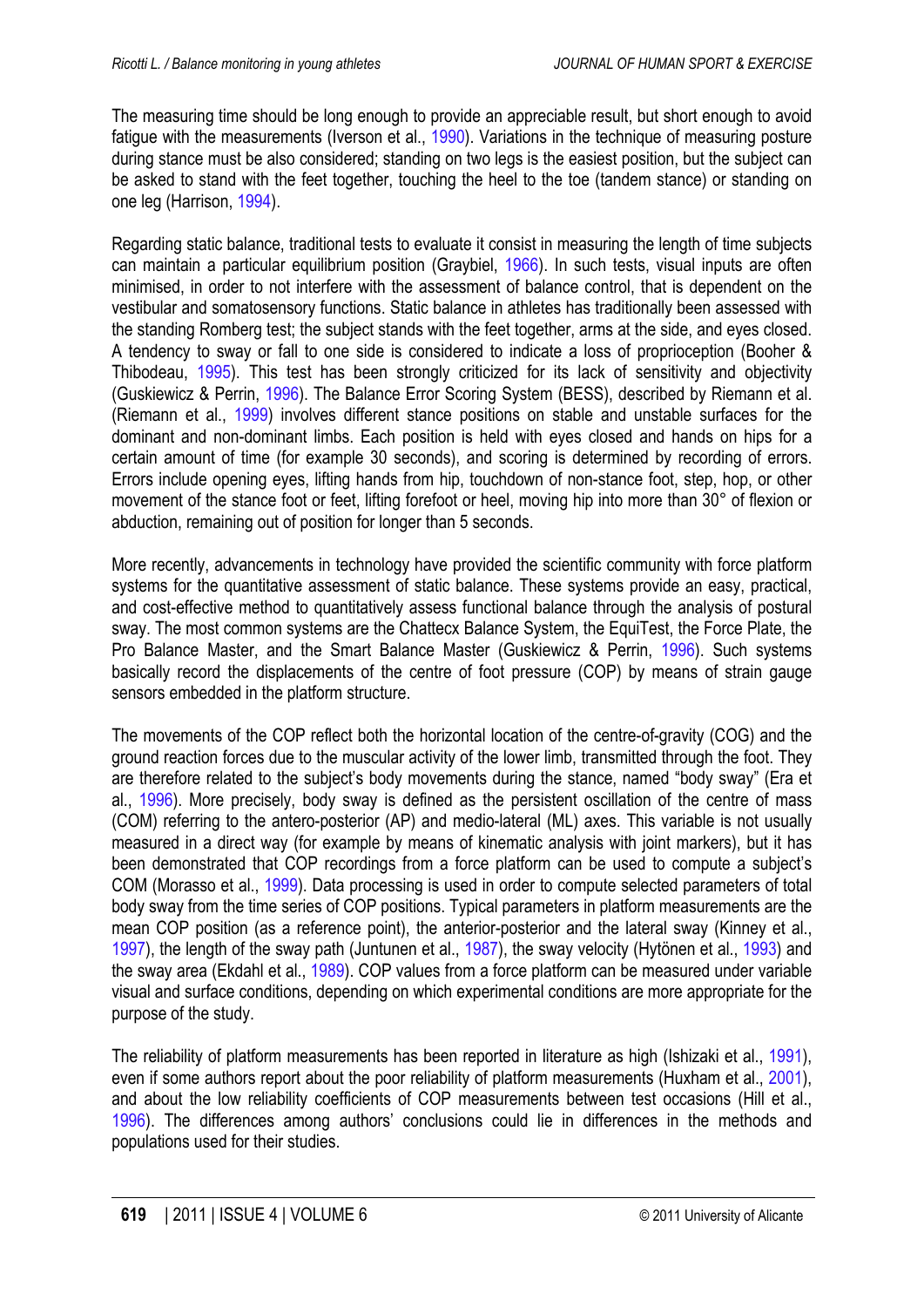The measuring time should be long enough to provide an appreciable result, but short enough to avoid fatigue with the measurements (Iverson et al., 1990). Variations in the technique of measuring posture during stance must be also considered; standing on two legs is the easiest position, but the subject can be asked to stand with the feet together, touching the heel to the toe (tandem stance) or standing on one leg (Harrison, 1994).

Regarding static balance, traditional tests to evaluate it consist in measuring the length of time subjects can maintain a particular equilibrium position (Graybiel, 1966). In such tests, visual inputs are often minimised, in order to not interfere with the assessment of balance control, that is dependent on the vestibular and somatosensory functions. Static balance in athletes has traditionally been assessed with the standing Romberg test; the subject stands with the feet together, arms at the side, and eyes closed. A tendency to sway or fall to one side is considered to indicate a loss of proprioception (Booher & Thibodeau, 1995). This test has been strongly criticized for its lack of sensitivity and objectivity (Guskiewicz & Perrin, 1996). The Balance Error Scoring System (BESS), described by Riemann et al. (Riemann et al., 1999) involves different stance positions on stable and unstable surfaces for the dominant and non-dominant limbs. Each position is held with eyes closed and hands on hips for a certain amount of time (for example 30 seconds), and scoring is determined by recording of errors. Errors include opening eyes, lifting hands from hip, touchdown of non-stance foot, step, hop, or other movement of the stance foot or feet, lifting forefoot or heel, moving hip into more than 30° of flexion or abduction, remaining out of position for longer than 5 seconds.

More recently, advancements in technology have provided the scientific community with force platform systems for the quantitative assessment of static balance. These systems provide an easy, practical, and cost-effective method to quantitatively assess functional balance through the analysis of postural sway. The most common systems are the Chattecx Balance System, the EquiTest, the Force Plate, the Pro Balance Master, and the Smart Balance Master (Guskiewicz & Perrin, 1996). Such systems basically record the displacements of the centre of foot pressure (COP) by means of strain gauge sensors embedded in the platform structure.

The movements of the COP reflect both the horizontal location of the centre-of-gravity (COG) and the ground reaction forces due to the muscular activity of the lower limb, transmitted through the foot. They are therefore related to the subject's body movements during the stance, named "body sway" (Era et al., 1996). More precisely, body sway is defined as the persistent oscillation of the centre of mass (COM) referring to the antero-posterior (AP) and medio-lateral (ML) axes. This variable is not usually measured in a direct way (for example by means of kinematic analysis with joint markers), but it has been demonstrated that COP recordings from a force platform can be used to compute a subject's COM (Morasso et al., 1999). Data processing is used in order to compute selected parameters of total body sway from the time series of COP positions. Typical parameters in platform measurements are the mean COP position (as a reference point), the anterior-posterior and the lateral sway (Kinney et al., 1997), the length of the sway path (Juntunen et al., 1987), the sway velocity (Hytönen et al., 1993) and the sway area (Ekdahl et al., 1989). COP values from a force platform can be measured under variable visual and surface conditions, depending on which experimental conditions are more appropriate for the purpose of the study.

The reliability of platform measurements has been reported in literature as high (Ishizaki et al., 1991), even if some authors report about the poor reliability of platform measurements (Huxham et al., 2001), and about the low reliability coefficients of COP measurements between test occasions (Hill et al., 1996). The differences among authors' conclusions could lie in differences in the methods and populations used for their studies.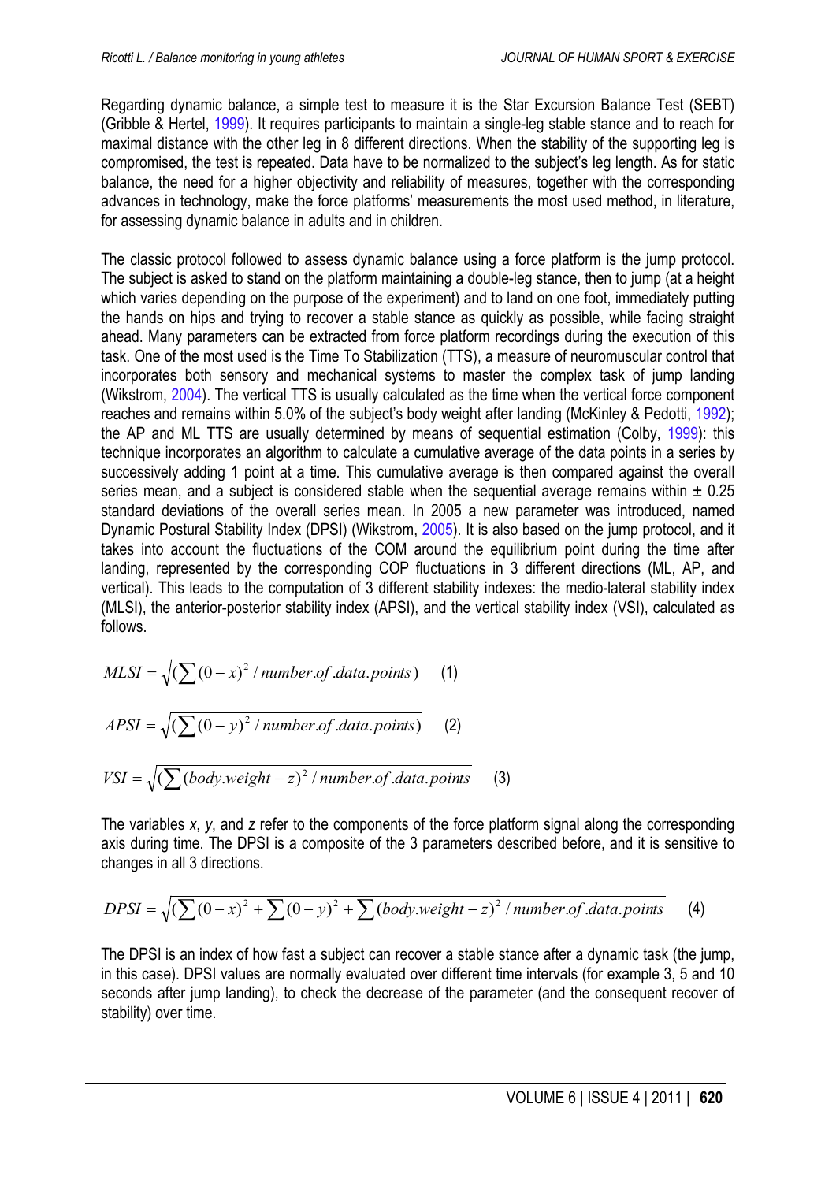Regarding dynamic balance, a simple test to measure it is the Star Excursion Balance Test (SEBT) (Gribble & Hertel, 1999). It requires participants to maintain a single-leg stable stance and to reach for maximal distance with the other leg in 8 different directions. When the stability of the supporting leg is compromised, the test is repeated. Data have to be normalized to the subject's leg length. As for static balance, the need for a higher objectivity and reliability of measures, together with the corresponding advances in technology, make the force platforms' measurements the most used method, in literature, for assessing dynamic balance in adults and in children.

The classic protocol followed to assess dynamic balance using a force platform is the jump protocol. The subject is asked to stand on the platform maintaining a double-leg stance, then to jump (at a height which varies depending on the purpose of the experiment) and to land on one foot, immediately putting the hands on hips and trying to recover a stable stance as quickly as possible, while facing straight ahead. Many parameters can be extracted from force platform recordings during the execution of this task. One of the most used is the Time To Stabilization (TTS), a measure of neuromuscular control that incorporates both sensory and mechanical systems to master the complex task of jump landing (Wikstrom, 2004). The vertical TTS is usually calculated as the time when the vertical force component reaches and remains within 5.0% of the subject's body weight after landing (McKinley & Pedotti, 1992); the AP and ML TTS are usually determined by means of sequential estimation (Colby, 1999): this technique incorporates an algorithm to calculate a cumulative average of the data points in a series by successively adding 1 point at a time. This cumulative average is then compared against the overall series mean, and a subject is considered stable when the sequential average remains within ± 0.25 standard deviations of the overall series mean. In 2005 a new parameter was introduced, named Dynamic Postural Stability Index (DPSI) (Wikstrom, 2005). It is also based on the jump protocol, and it takes into account the fluctuations of the COM around the equilibrium point during the time after landing, represented by the corresponding COP fluctuations in 3 different directions (ML, AP, and vertical). This leads to the computation of 3 different stability indexes: the medio-lateral stability index (MLSI), the anterior-posterior stability index (APSI), and the vertical stability index (VSI), calculated as follows.

$$MLSI = \sqrt{\left(\sum (0-x)^2 / number.of.data.points\right)} \quad (1)$$

$$APSI = \sqrt{\left(\sum (0-y)^2 / number.of.data.points\right)} \quad (2)$$

$$VSI = \sqrt{\left(\sum (body.weight-z)^2 / number.of.data.points\right.} \quad (3)$$

The variables $x$, $y$, and $z$ refer to the components of the force platform signal along the corresponding axis during time. The DPSI is a composite of the 3 parameters described before, and it is sensitive to changes in all 3 directions.

$$DPSI = \sqrt{\left(\sum (0-x)^2 + \sum (0-y)^2 + \sum (body.weight-z)^2 / number.of.data.points\right.} \quad (4)$$

The DPSI is an index of how fast a subject can recover a stable stance after a dynamic task (the jump, in this case). DPSI values are normally evaluated over different time intervals (for example 3, 5 and 10 seconds after jump landing), to check the decrease of the parameter (and the consequent recover of stability) over time.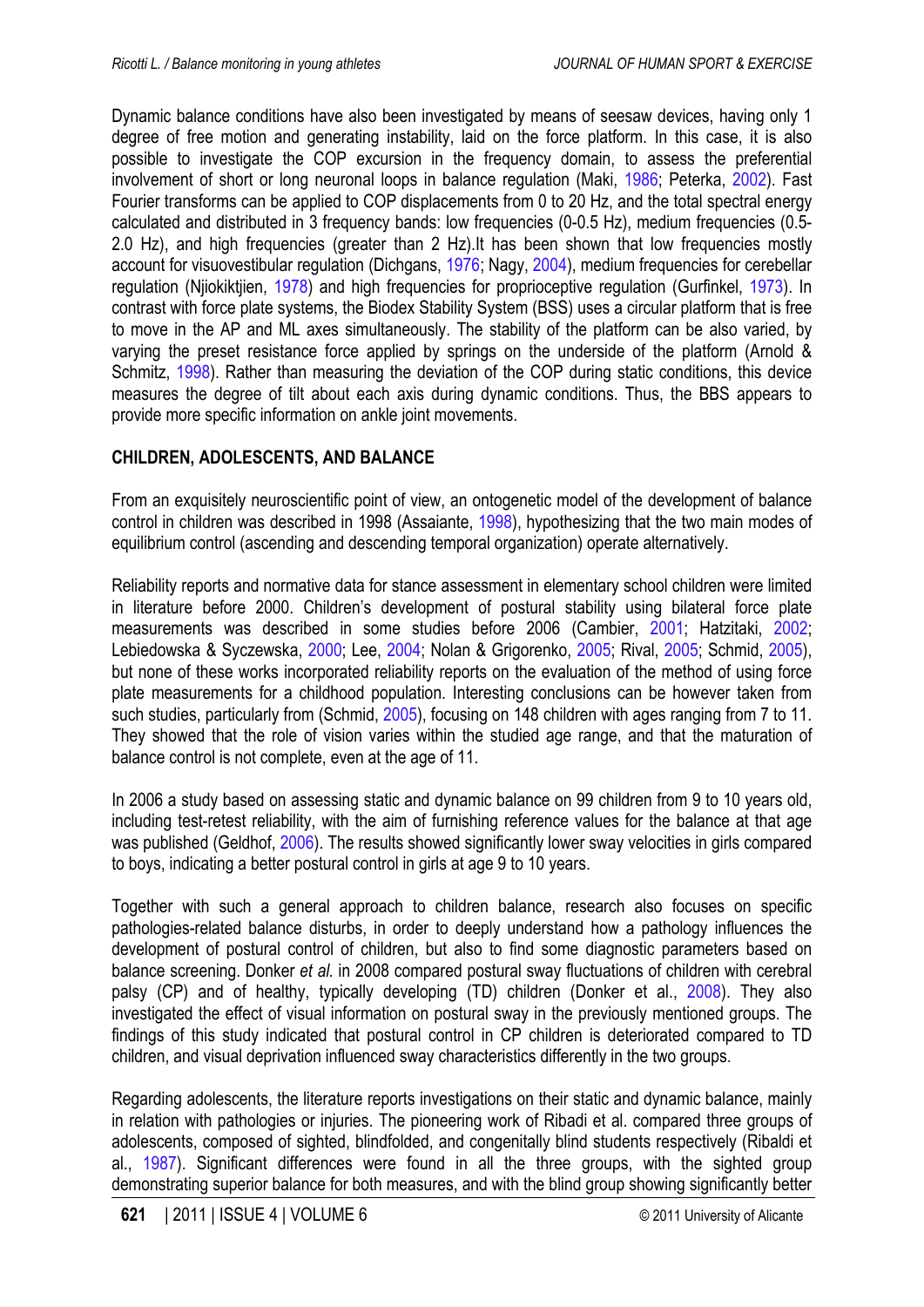Dynamic balance conditions have also been investigated by means of seesaw devices, having only 1 degree of free motion and generating instability, laid on the force platform. In this case, it is also possible to investigate the COP excursion in the frequency domain, to assess the preferential involvement of short or long neuronal loops in balance regulation (Maki, 1986; Peterka, 2002). Fast Fourier transforms can be applied to COP displacements from 0 to 20 Hz, and the total spectral energy calculated and distributed in 3 frequency bands: low frequencies (0-0.5 Hz), medium frequencies (0.5-2.0 Hz), and high frequencies (greater than 2 Hz).It has been shown that low frequencies mostly account for visuovestibular regulation (Dichgans, 1976; Nagy, 2004), medium frequencies for cerebellar regulation (Njiokiktjien, 1978) and high frequencies for proprioceptive regulation (Gurfinkel, 1973). In contrast with force plate systems, the Biodex Stability System (BSS) uses a circular platform that is free to move in the AP and ML axes simultaneously. The stability of the platform can be also varied, by varying the preset resistance force applied by springs on the underside of the platform (Arnold & Schmitz, 1998). Rather than measuring the deviation of the COP during static conditions, this device measures the degree of tilt about each axis during dynamic conditions. Thus, the BBS appears to provide more specific information on ankle joint movements.

## CHILDREN, ADOLESCENTS, AND BALANCE

From an exquisitely neuroscientific point of view, an ontogenetic model of the development of balance control in children was described in 1998 (Assaiante, 1998), hypothesizing that the two main modes of equilibrium control (ascending and descending temporal organization) operate alternatively.

Reliability reports and normative data for stance assessment in elementary school children were limited in literature before 2000. Children's development of postural stability using bilateral force plate measurements was described in some studies before 2006 (Cambier, 2001; Hatzitaki, 2002; Lebiedowska & Syczewska, 2000; Lee, 2004; Nolan & Grigorenko, 2005; Rival, 2005; Schmid, 2005), but none of these works incorporated reliability reports on the evaluation of the method of using force plate measurements for a childhood population. Interesting conclusions can be however taken from such studies, particularly from (Schmid, 2005), focusing on 148 children with ages ranging from 7 to 11. They showed that the role of vision varies within the studied age range, and that the maturation of balance control is not complete, even at the age of 11.

In 2006 a study based on assessing static and dynamic balance on 99 children from 9 to 10 years old, including test-retest reliability, with the aim of furnishing reference values for the balance at that age was published (Geldhof, 2006). The results showed significantly lower sway velocities in girls compared to boys, indicating a better postural control in girls at age 9 to 10 years.

Together with such a general approach to children balance, research also focuses on specific pathologies-related balance disturbs, in order to deeply understand how a pathology influences the development of postural control of children, but also to find some diagnostic parameters based on balance screening. Donker *et al.* in 2008 compared postural sway fluctuations of children with cerebral palsy (CP) and of healthy, typically developing (TD) children (Donker et al., 2008). They also investigated the effect of visual information on postural sway in the previously mentioned groups. The findings of this study indicated that postural control in CP children is deteriorated compared to TD children, and visual deprivation influenced sway characteristics differently in the two groups.

Regarding adolescents, the literature reports investigations on their static and dynamic balance, mainly in relation with pathologies or injuries. The pioneering work of Ribadi et al. compared three groups of adolescents, composed of sighted, blindfolded, and congenitally blind students respectively (Ribaldi et al., 1987). Significant differences were found in all the three groups, with the sighted group demonstrating superior balance for both measures, and with the blind group showing significantly better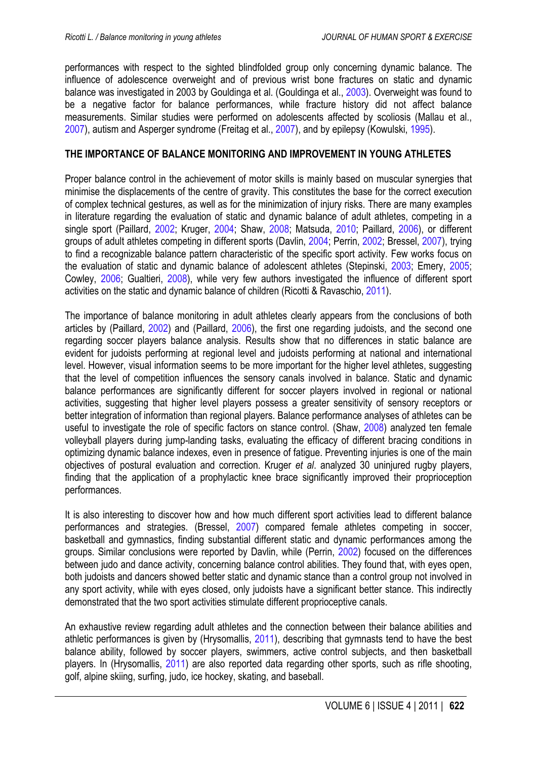performances with respect to the sighted blindfolded group only concerning dynamic balance. The influence of adolescence overweight and of previous wrist bone fractures on static and dynamic balance was investigated in 2003 by Gouldinga et al. (Gouldinga et al., 2003). Overweight was found to be a negative factor for balance performances, while fracture history did not affect balance measurements. Similar studies were performed on adolescents affected by scoliosis (Mallau et al., 2007), autism and Asperger syndrome (Freitag et al., 2007), and by epilepsy (Kowulski, 1995).

## THE IMPORTANCE OF BALANCE MONITORING AND IMPROVEMENT IN YOUNG ATHLETES

Proper balance control in the achievement of motor skills is mainly based on muscular synergies that minimise the displacements of the centre of gravity. This constitutes the base for the correct execution of complex technical gestures, as well as for the minimization of injury risks. There are many examples in literature regarding the evaluation of static and dynamic balance of adult athletes, competing in a single sport (Paillard, 2002; Kruger, 2004; Shaw, 2008; Matsuda, 2010; Paillard, 2006), or different groups of adult athletes competing in different sports (Davlin, 2004; Perrin, 2002; Bressel, 2007), trying to find a recognizable balance pattern characteristic of the specific sport activity. Few works focus on the evaluation of static and dynamic balance of adolescent athletes (Stepinski, 2003; Emery, 2005; Cowley, 2006; Gualtieri, 2008), while very few authors investigated the influence of different sport activities on the static and dynamic balance of children (Ricotti & Ravaschio, 2011).

The importance of balance monitoring in adult athletes clearly appears from the conclusions of both articles by (Paillard, 2002) and (Paillard, 2006), the first one regarding judoists, and the second one regarding soccer players balance analysis. Results show that no differences in static balance are evident for judoists performing at regional level and judoists performing at national and international level. However, visual information seems to be more important for the higher level athletes, suggesting that the level of competition influences the sensory canals involved in balance. Static and dynamic balance performances are significantly different for soccer players involved in regional or national activities, suggesting that higher level players possess a greater sensitivity of sensory receptors or better integration of information than regional players. Balance performance analyses of athletes can be useful to investigate the role of specific factors on stance control. (Shaw, 2008) analyzed ten female volleyball players during jump-landing tasks, evaluating the efficacy of different bracing conditions in optimizing dynamic balance indexes, even in presence of fatigue. Preventing injuries is one of the main objectives of postural evaluation and correction. Kruger *et al*. analyzed 30 uninjured rugby players, finding that the application of a prophylactic knee brace significantly improved their proprioception performances.

It is also interesting to discover how and how much different sport activities lead to different balance performances and strategies. (Bressel, 2007) compared female athletes competing in soccer, basketball and gymnastics, finding substantial different static and dynamic performances among the groups. Similar conclusions were reported by Davlin, while (Perrin, 2002) focused on the differences between judo and dance activity, concerning balance control abilities. They found that, with eyes open, both judoists and dancers showed better static and dynamic stance than a control group not involved in any sport activity, while with eyes closed, only judoists have a significant better stance. This indirectly demonstrated that the two sport activities stimulate different proprioceptive canals.

An exhaustive review regarding adult athletes and the connection between their balance abilities and athletic performances is given by (Hrysomallis, 2011), describing that gymnasts tend to have the best balance ability, followed by soccer players, swimmers, active control subjects, and then basketball players. In (Hrysomallis, 2011) are also reported data regarding other sports, such as rifle shooting, golf, alpine skiing, surfing, judo, ice hockey, skating, and baseball.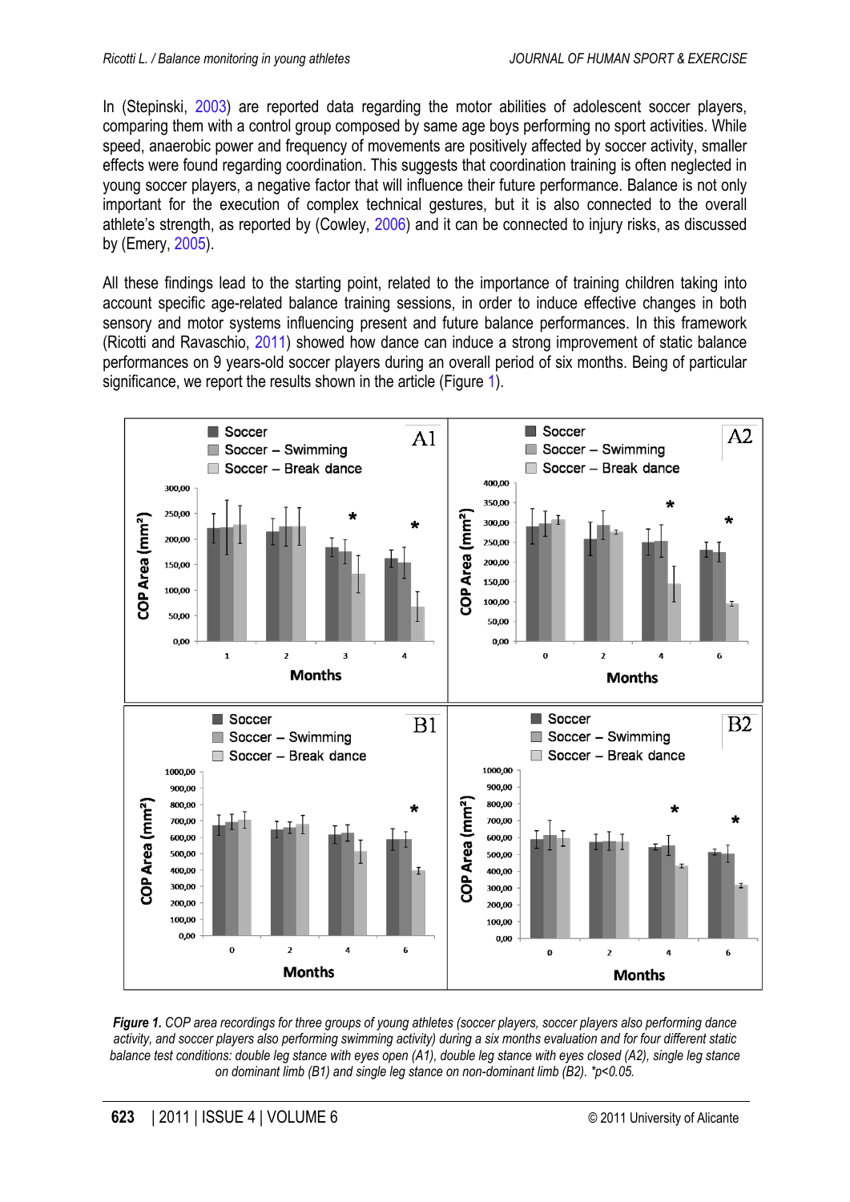In (Stepinski, 2003) are reported data regarding the motor abilities of adolescent soccer players, comparing them with a control group composed by same age boys performing no sport activities. While speed, anaerobic power and frequency of movements are positively affected by soccer activity, smaller effects were found regarding coordination. This suggests that coordination training is often neglected in young soccer players, a negative factor that will influence their future performance. Balance is not only important for the execution of complex technical gestures, but it is also connected to the overall athlete's strength, as reported by (Cowley, 2006) and it can be connected to injury risks, as discussed by (Emery, 2005).

All these findings lead to the starting point, related to the importance of training children taking into account specific age-related balance training sessions, in order to induce effective changes in both sensory and motor systems influencing present and future balance performances. In this framework (Ricotti and Ravaschio, 2011) showed how dance can induce a strong improvement of static balance performances on 9 years-old soccer players during an overall period of six months. Being of particular significance, we report the results shown in the article (Figure 1).

***Figure 1.*** *COP area recordings for three groups of young athletes (soccer players, soccer players also performing dance activity, and soccer players also performing swimming activity) during a six months evaluation and for four different static balance test conditions: double leg stance with eyes open (A1), double leg stance with eyes closed (A2), single leg stance on dominant limb (B1) and single leg stance on non-dominant limb (B2). *p<0.05.*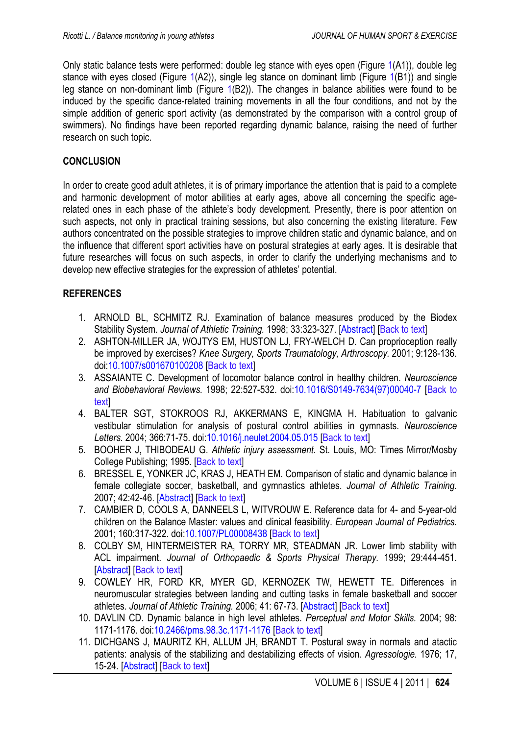Only static balance tests were performed: double leg stance with eyes open (Figure 1(A1)), double leg stance with eyes closed (Figure 1(A2)), single leg stance on dominant limb (Figure 1(B1)) and single leg stance on non-dominant limb (Figure 1(B2)). The changes in balance abilities were found to be induced by the specific dance-related training movements in all the four conditions, and not by the simple addition of generic sport activity (as demonstrated by the comparison with a control group of swimmers). No findings have been reported regarding dynamic balance, raising the need of further research on such topic.

## CONCLUSION

In order to create good adult athletes, it is of primary importance the attention that is paid to a complete and harmonic development of motor abilities at early ages, above all concerning the specific age-related ones in each phase of the athlete's body development. Presently, there is poor attention on such aspects, not only in practical training sessions, but also concerning the existing literature. Few authors concentrated on the possible strategies to improve children static and dynamic balance, and on the influence that different sport activities have on postural strategies at early ages. It is desirable that future researches will focus on such aspects, in order to clarify the underlying mechanisms and to develop new effective strategies for the expression of athletes' potential.

## REFERENCES

1. ARNOLD BL, SCHMITZ RJ. Examination of balance measures produced by the Biodex Stability System. *Journal of Athletic Training.* 1998; 33:323-327. [Abstract] [Back to text]
2. ASHTON-MILLER JA, WOJTYS EM, HUSTON LJ, FRY-WELCH D. Can proprioception really be improved by exercises? *Knee Surgery, Sports Traumatology, Arthroscopy.* 2001; 9:128-136. doi:10.1007/s001670100208 [Back to text]
3. ASSAIANTE C. Development of locomotor balance control in healthy children. *Neuroscience and Biobehavioral Reviews.* 1998; 22:527-532. doi:10.1016/S0149-7634(97)00040-7 [Back to text]
4. BALTER SGT, STOKROOS RJ, AKKERMANS E, KINGMA H. Habituation to galvanic vestibular stimulation for analysis of postural control abilities in gymnasts. *Neuroscience Letters.* 2004; 366:71-75. doi:10.1016/j.neulet.2004.05.015 [Back to text]
5. BOOHER J, THIBODEAU G. *Athletic injury assessment.* St. Louis, MO: Times Mirror/Mosby College Publishing; 1995. [Back to text]
6. BRESSEL E, YONKER JC, KRAS J, HEATH EM. Comparison of static and dynamic balance in female collegiate soccer, basketball, and gymnastics athletes. *Journal of Athletic Training.* 2007; 42:42-46. [Abstract] [Back to text]
7. CAMBIER D, COOLS A, DANNEELS L, WITVROUW E. Reference data for 4- and 5-year-old children on the Balance Master: values and clinical feasibility. *European Journal of Pediatrics.* 2001; 160:317-322. doi:10.1007/PL00008438 [Back to text]
8. COLBY SM, HINTERMEISTER RA, TORRY MR, STEADMAN JR. Lower limb stability with ACL impairment. *Journal of Orthopaedic & Sports Physical Therapy.* 1999; 29:444-451. [Abstract] [Back to text]
9. COWLEY HR, FORD KR, MYER GD, KERNOZEK TW, HEWETT TE. Differences in neuromuscular strategies between landing and cutting tasks in female basketball and soccer athletes. *Journal of Athletic Training.* 2006; 41: 67-73. [Abstract] [Back to text]
10. DAVLIN CD. Dynamic balance in high level athletes. *Perceptual and Motor Skills.* 2004; 98: 1171-1176. doi:10.2466/pms.98.3c.1171-1176 [Back to text]
11. DICHGANS J, MAURITZ KH, ALLUM JH, BRANDT T. Postural sway in normals and atactic patients: analysis of the stabilizing and destabilizing effects of vision. *Agressologie.* 1976; 17, 15-24. [Abstract] [Back to text]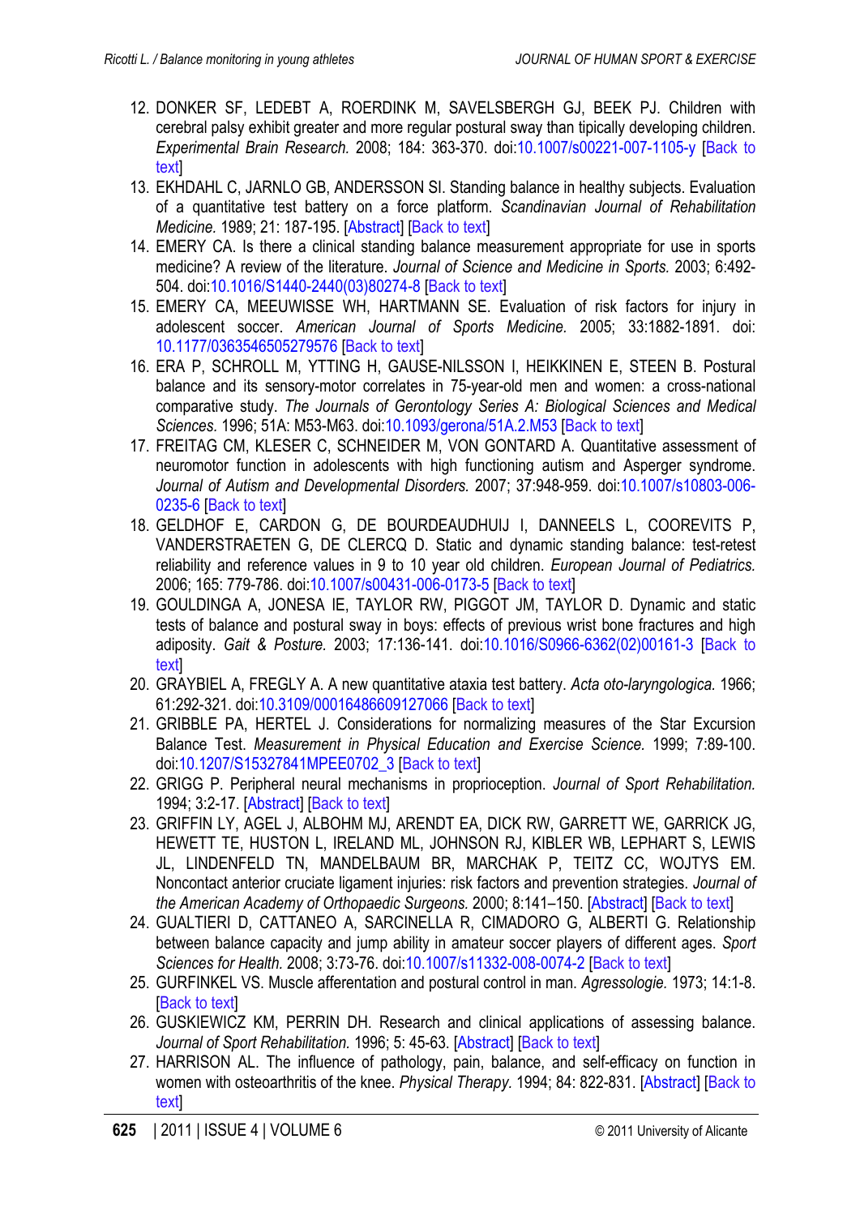12. DONKER SF, LEDEBT A, ROERDINK M, SAVELSBERGH GJ, BEEK PJ. Children with cerebral palsy exhibit greater and more regular postural sway than tipically developing children. *Experimental Brain Research.* 2008; 184: 363-370. doi:10.1007/s00221-007-1105-y [Back to text]
13. EKHDAHL C, JARNLO GB, ANDERSSON SI. Standing balance in healthy subjects. Evaluation of a quantitative test battery on a force platform. *Scandinavian Journal of Rehabilitation Medicine.* 1989; 21: 187-195. [Abstract] [Back to text]
14. EMERY CA. Is there a clinical standing balance measurement appropriate for use in sports medicine? A review of the literature. *Journal of Science and Medicine in Sports.* 2003; 6:492-504. doi:10.1016/S1440-2440(03)80274-8 [Back to text]
15. EMERY CA, MEEUWISSE WH, HARTMANN SE. Evaluation of risk factors for injury in adolescent soccer. *American Journal of Sports Medicine.* 2005; 33:1882-1891. doi: 10.1177/0363546505279576 [Back to text]
16. ERA P, SCHROLL M, YTTING H, GAUSE-NILSSON I, HEIKKINEN E, STEEN B. Postural balance and its sensory-motor correlates in 75-year-old men and women: a cross-national comparative study. *The Journals of Gerontology Series A: Biological Sciences and Medical Sciences.* 1996; 51A: M53-M63. doi:10.1093/gerona/51A.2.M53 [Back to text]
17. FREITAG CM, KLESER C, SCHNEIDER M, VON GONTARD A. Quantitative assessment of neuromotor function in adolescents with high functioning autism and Asperger syndrome. *Journal of Autism and Developmental Disorders.* 2007; 37:948-959. doi:10.1007/s10803-006-0235-6 [Back to text]
18. GELDHOF E, CARDON G, DE BOURDEAUDHUIJ I, DANNEELS L, COOREVITS P, VANDERSTRAETEN G, DE CLERCQ D. Static and dynamic standing balance: test-retest reliability and reference values in 9 to 10 year old children. *European Journal of Pediatrics.* 2006; 165: 779-786. doi:10.1007/s00431-006-0173-5 [Back to text]
19. GOULDINGA A, JONESA IE, TAYLOR RW, PIGGOT JM, TAYLOR D. Dynamic and static tests of balance and postural sway in boys: effects of previous wrist bone fractures and high adiposity. *Gait & Posture.* 2003; 17:136-141. doi:10.1016/S0966-6362(02)00161-3 [Back to text]
20. GRAYBIEL A, FREGLY A. A new quantitative ataxia test battery. *Acta oto-laryngologica.* 1966; 61:292-321. doi:10.3109/00016486609127066 [Back to text]
21. GRIBBLE PA, HERTEL J. Considerations for normalizing measures of the Star Excursion Balance Test. *Measurement in Physical Education and Exercise Science.* 1999; 7:89-100. doi:10.1207/S15327841MPEE0702_3 [Back to text]
22. GRIGG P. Peripheral neural mechanisms in proprioception. *Journal of Sport Rehabilitation.* 1994; 3:2-17. [Abstract] [Back to text]
23. GRIFFIN LY, AGEL J, ALBOHM MJ, ARENDT EA, DICK RW, GARRETT WE, GARRICK JG, HEWETT TE, HUSTON L, IRELAND ML, JOHNSON RJ, KIBLER WB, LEPHART S, LEWIS JL, LINDENFELD TN, MANDELBAUM BR, MARCHAK P, TEITZ CC, WOJTYS EM. Noncontact anterior cruciate ligament injuries: risk factors and prevention strategies. *Journal of the American Academy of Orthopaedic Surgeons.* 2000; 8:141–150. [Abstract] [Back to text]
24. GUALTIERI D, CATTANEO A, SARCINELLA R, CIMADORO G, ALBERTI G. Relationship between balance capacity and jump ability in amateur soccer players of different ages. *Sport Sciences for Health.* 2008; 3:73-76. doi:10.1007/s11332-008-0074-2 [Back to text]
25. GURFINKEL VS. Muscle afferentation and postural control in man. *Agressologie.* 1973; 14:1-8. [Back to text]
26. GUSKIEWICZ KM, PERRIN DH. Research and clinical applications of assessing balance. *Journal of Sport Rehabilitation.* 1996; 5: 45-63. [Abstract] [Back to text]
27. HARRISON AL. The influence of pathology, pain, balance, and self-efficacy on function in women with osteoarthritis of the knee. *Physical Therapy.* 1994; 84: 822-831. [Abstract] [Back to text]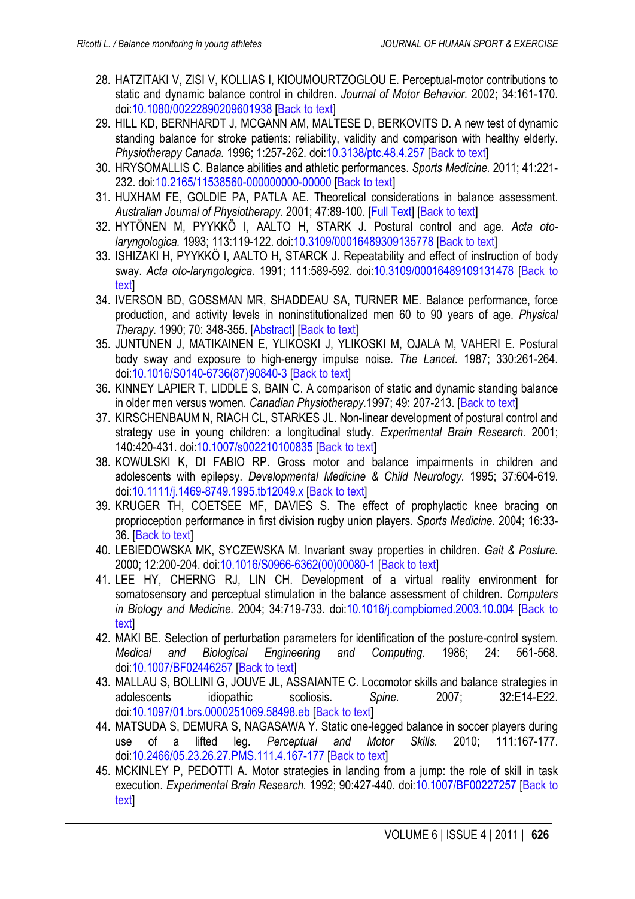28. HATZITAKI V, ZISI V, KOLLIAS I, KIOUMOURTZOGLOU E. Perceptual-motor contributions to static and dynamic balance control in children. *Journal of Motor Behavior.* 2002; 34:161-170. doi:10.1080/00222890209601938 [Back to text]
29. HILL KD, BERNHARDT J, MCGANN AM, MALTESE D, BERKOVITS D. A new test of dynamic standing balance for stroke patients: reliability, validity and comparison with healthy elderly. *Physiotherapy Canada.* 1996; 1:257-262. doi:10.3138/ptc.48.4.257 [Back to text]
30. HRYSOMALLIS C. Balance abilities and athletic performances. *Sports Medicine.* 2011; 41:221-232. doi:10.2165/11538560-000000000-00000 [Back to text]
31. HUXHAM FE, GOLDIE PA, PATLA AE. Theoretical considerations in balance assessment. *Australian Journal of Physiotherapy.* 2001; 47:89-100. [Full Text] [Back to text]
32. HYTÖNEN M, PYYKKÖ I, AALTO H, STARK J. Postural control and age. *Acta oto-laryngologica.* 1993; 113:119-122. doi:10.3109/00016489309135778 [Back to text]
33. ISHIZAKI H, PYYKKÖ I, AALTO H, STARCK J. Repeatability and effect of instruction of body sway. *Acta oto-laryngologica.* 1991; 111:589-592. doi:10.3109/00016489109131478 [Back to text]
34. IVERSON BD, GOSSMAN MR, SHADDEAU SA, TURNER ME. Balance performance, force production, and activity levels in noninstitutionalized men 60 to 90 years of age. *Physical Therapy.* 1990; 70: 348-355. [Abstract] [Back to text]
35. JUNTUNEN J, MATIKAINEN E, YLIKOSKI J, YLIKOSKI M, OJALA M, VAHERI E. Postural body sway and exposure to high-energy impulse noise. *The Lancet.* 1987; 330:261-264. doi:10.1016/S0140-6736(87)90840-3 [Back to text]
36. KINNEY LAPIER T, LIDDLE S, BAIN C. A comparison of static and dynamic standing balance in older men versus women. *Canadian Physiotherapy.*1997; 49: 207-213. [Back to text]
37. KIRSCHENBAUM N, RIACH CL, STARKES JL. Non-linear development of postural control and strategy use in young children: a longitudinal study. *Experimental Brain Research.* 2001; 140:420-431. doi:10.1007/s002210100835 [Back to text]
38. KOWULSKI K, DI FABIO RP. Gross motor and balance impairments in children and adolescents with epilepsy. *Developmental Medicine & Child Neurology.* 1995; 37:604-619. doi:10.1111/j.1469-8749.1995.tb12049.x [Back to text]
39. KRUGER TH, COETSEE MF, DAVIES S. The effect of prophylactic knee bracing on proprioception performance in first division rugby union players. *Sports Medicine.* 2004; 16:33-36. [Back to text]
40. LEBIEDOWSKA MK, SYCZEWSKA M. Invariant sway properties in children. *Gait & Posture.* 2000; 12:200-204. doi:10.1016/S0966-6362(00)00080-1 [Back to text]
41. LEE HY, CHERNG RJ, LIN CH. Development of a virtual reality environment for somatosensory and perceptual stimulation in the balance assessment of children. *Computers in Biology and Medicine.* 2004; 34:719-733. doi:10.1016/j.compbiomed.2003.10.004 [Back to text]
42. MAKI BE. Selection of perturbation parameters for identification of the posture-control system. *Medical and Biological Engineering and Computing.* 1986; 24: 561-568. doi:10.1007/BF02446257 [Back to text]
43. MALLAU S, BOLLINI G, JOUVE JL, ASSAIANTE C. Locomotor skills and balance strategies in adolescents idiopathic scoliosis. *Spine.* 2007; 32:E14-E22. doi:10.1097/01.brs.0000251069.58498.eb [Back to text]
44. MATSUDA S, DEMURA S, NAGASAWA Y. Static one-legged balance in soccer players during use of a lifted leg. *Perceptual and Motor Skills.* 2010; 111:167-177. doi:10.2466/05.23.26.27.PMS.111.4.167-177 [Back to text]
45. MCKINLEY P, PEDOTTI A. Motor strategies in landing from a jump: the role of skill in task execution. *Experimental Brain Research.* 1992; 90:427-440. doi:10.1007/BF00227257 [Back to text]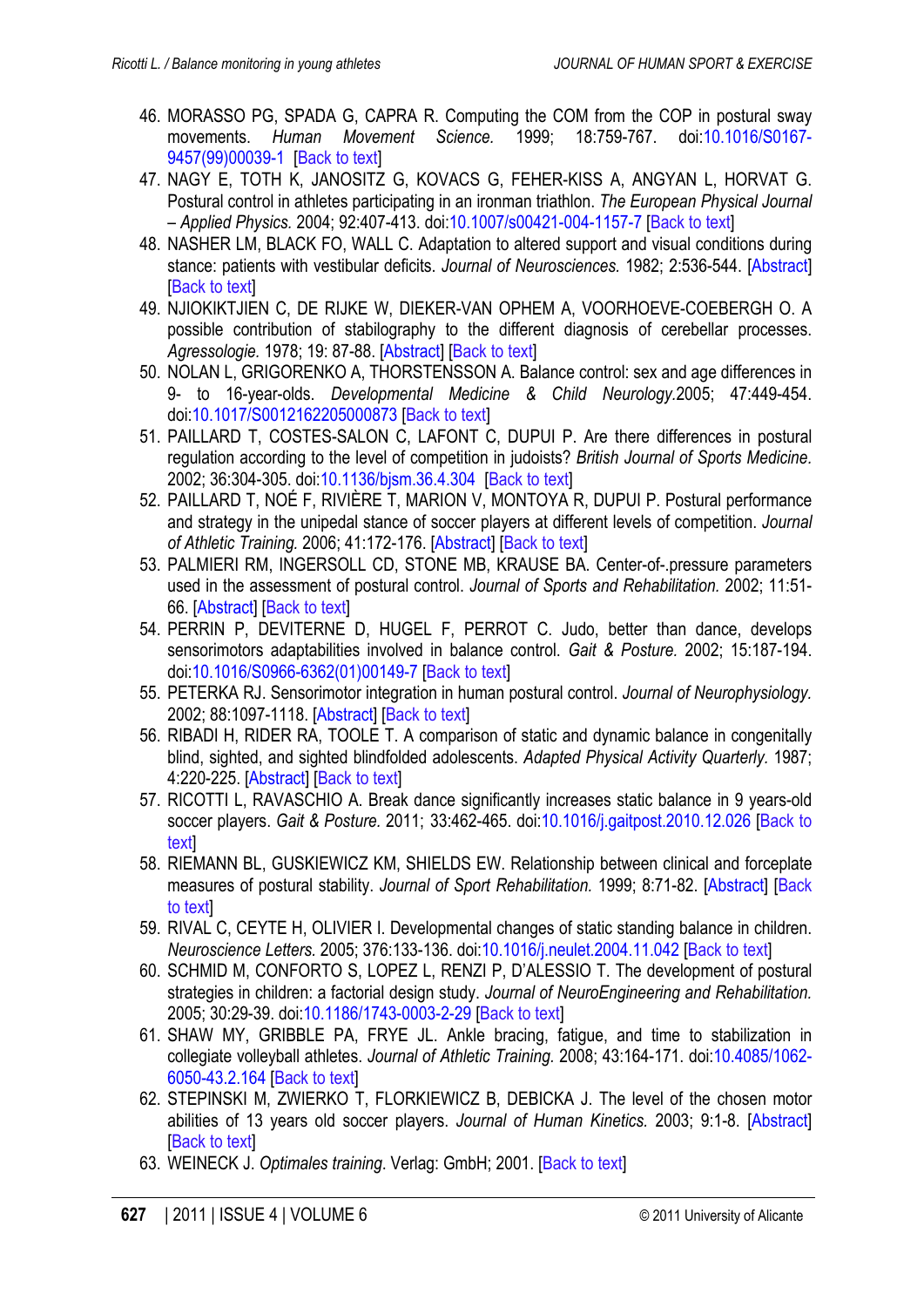46. MORASSO PG, SPADA G, CAPRA R. Computing the COM from the COP in postural sway movements. *Human Movement Science.* 1999; 18:759-767. doi:10.1016/S0167-9457(99)00039-1 [Back to text]
47. NAGY E, TOTH K, JANOSITZ G, KOVACS G, FEHER-KISS A, ANGYAN L, HORVAT G. Postural control in athletes participating in an ironman triathlon. *The European Physical Journal – Applied Physics.* 2004; 92:407-413. doi:10.1007/s00421-004-1157-7 [Back to text]
48. NASHER LM, BLACK FO, WALL C. Adaptation to altered support and visual conditions during stance: patients with vestibular deficits. *Journal of Neurosciences.* 1982; 2:536-544. [Abstract] [Back to text]
49. NJIOKIKTJIEN C, DE RIJKE W, DIEKER-VAN OPHEM A, VOORHOEVE-COEBERGH O. A possible contribution of stabilography to the different diagnosis of cerebellar processes. *Agressologie.* 1978; 19: 87-88. [Abstract] [Back to text]
50. NOLAN L, GRIGORENKO A, THORSTENSSON A. Balance control: sex and age differences in 9- to 16-year-olds. *Developmental Medicine & Child Neurology.*2005; 47:449-454. doi:10.1017/S0012162205000873 [Back to text]
51. PAILLARD T, COSTES-SALON C, LAFONT C, DUPUI P. Are there differences in postural regulation according to the level of competition in judoists? *British Journal of Sports Medicine.* 2002; 36:304-305. doi:10.1136/bjsm.36.4.304 [Back to text]
52. PAILLARD T, NOÉ F, RIVIÈRE T, MARION V, MONTOYA R, DUPUI P. Postural performance and strategy in the unipedal stance of soccer players at different levels of competition. *Journal of Athletic Training.* 2006; 41:172-176. [Abstract] [Back to text]
53. PALMIERI RM, INGERSOLL CD, STONE MB, KRAUSE BA. Center-of-.pressure parameters used in the assessment of postural control. *Journal of Sports and Rehabilitation.* 2002; 11:51-66. [Abstract] [Back to text]
54. PERRIN P, DEVITERNE D, HUGEL F, PERROT C. Judo, better than dance, develops sensorimotors adaptabilities involved in balance control. *Gait & Posture.* 2002; 15:187-194. doi:10.1016/S0966-6362(01)00149-7 [Back to text]
55. PETERKA RJ. Sensorimotor integration in human postural control. *Journal of Neurophysiology.* 2002; 88:1097-1118. [Abstract] [Back to text]
56. RIBADI H, RIDER RA, TOOLE T. A comparison of static and dynamic balance in congenitally blind, sighted, and sighted blindfolded adolescents. *Adapted Physical Activity Quarterly.* 1987; 4:220-225. [Abstract] [Back to text]
57. RICOTTI L, RAVASCHIO A. Break dance significantly increases static balance in 9 years-old soccer players. *Gait & Posture.* 2011; 33:462-465. doi:10.1016/j.gaitpost.2010.12.026 [Back to text]
58. RIEMANN BL, GUSKIEWICZ KM, SHIELDS EW. Relationship between clinical and forceplate measures of postural stability. *Journal of Sport Rehabilitation.* 1999; 8:71-82. [Abstract] [Back to text]
59. RIVAL C, CEYTE H, OLIVIER I. Developmental changes of static standing balance in children. *Neuroscience Letters.* 2005; 376:133-136. doi:10.1016/j.neulet.2004.11.042 [Back to text]
60. SCHMID M, CONFORTO S, LOPEZ L, RENZI P, D'ALESSIO T. The development of postural strategies in children: a factorial design study. *Journal of NeuroEngineering and Rehabilitation.* 2005; 30:29-39. doi:10.1186/1743-0003-2-29 [Back to text]
61. SHAW MY, GRIBBLE PA, FRYE JL. Ankle bracing, fatigue, and time to stabilization in collegiate volleyball athletes. *Journal of Athletic Training.* 2008; 43:164-171. doi:10.4085/1062-6050-43.2.164 [Back to text]
62. STEPINSKI M, ZWIERKO T, FLORKIEWICZ B, DEBICKA J. The level of the chosen motor abilities of 13 years old soccer players. *Journal of Human Kinetics.* 2003; 9:1-8. [Abstract] [Back to text]
63. WEINECK J. *Optimales training.* Verlag: GmbH; 2001. [Back to text]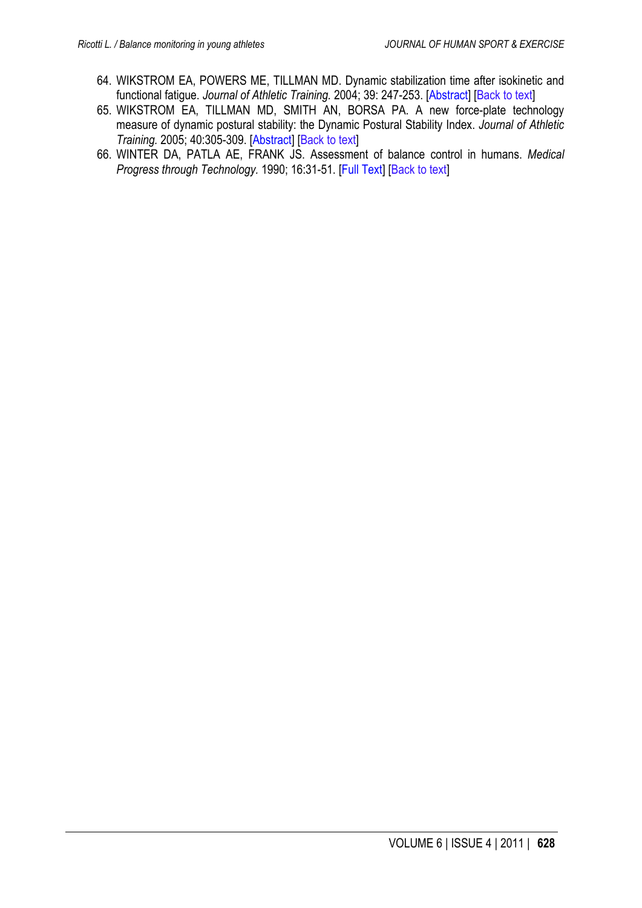64. WIKSTROM EA, POWERS ME, TILLMAN MD. Dynamic stabilization time after isokinetic and functional fatigue. *Journal of Athletic Training.* 2004; 39: 247-253. [Abstract] [Back to text]
65. WIKSTROM EA, TILLMAN MD, SMITH AN, BORSA PA. A new force-plate technology measure of dynamic postural stability: the Dynamic Postural Stability Index. *Journal of Athletic Training.* 2005; 40:305-309. [Abstract] [Back to text]
66. WINTER DA, PATLA AE, FRANK JS. Assessment of balance control in humans. *Medical Progress through Technology.* 1990; 16:31-51. [Full Text] [Back to text]